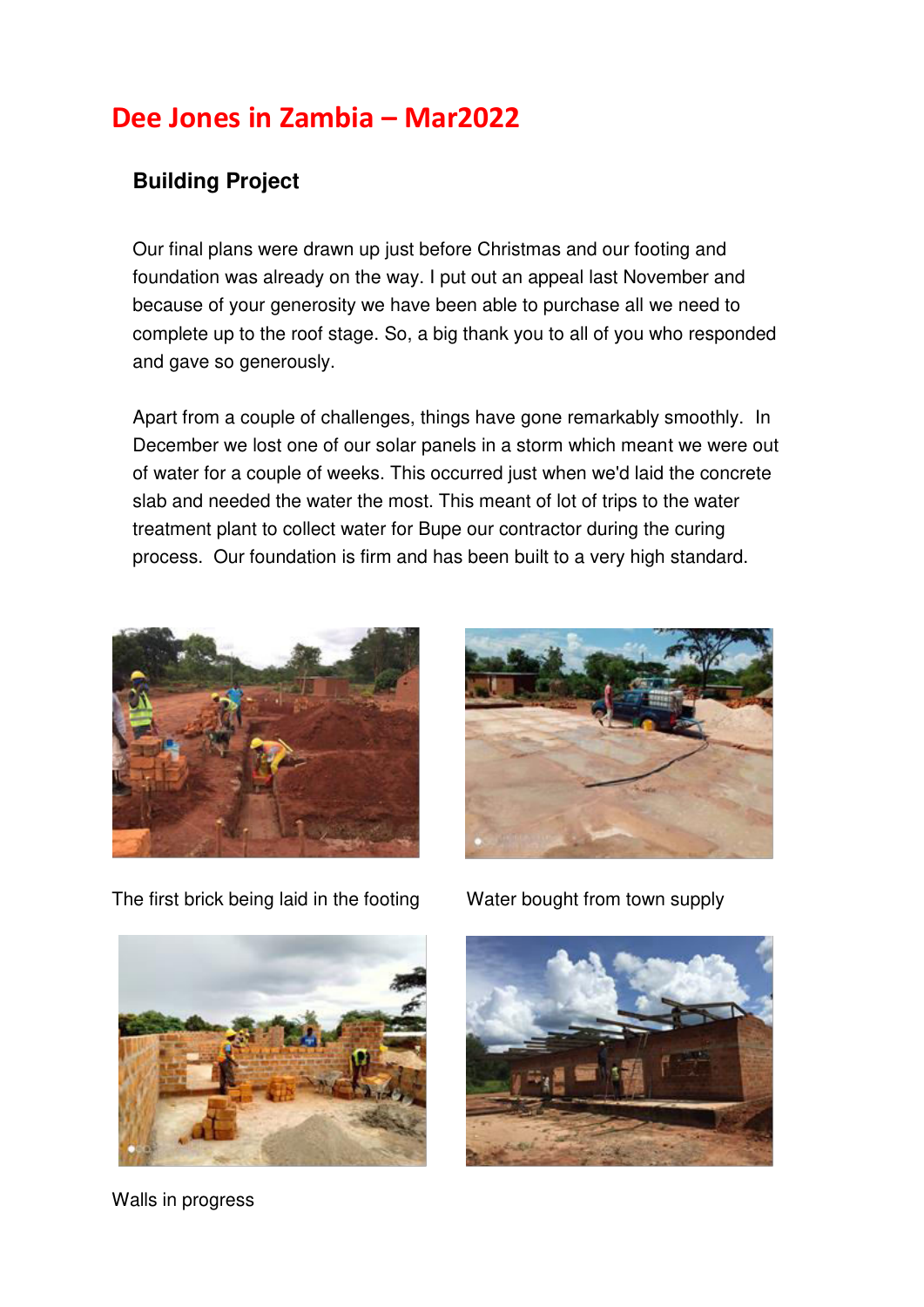# Dee Jones in Zambia – Mar2022

## Building Project

Our final plans were drawn up just before Christmas and our footing and foundation was already on the way. I put out an appeal last November and because of your generosity we have been able to purchase all we need to complete up to the roof stage. So, a big thank you to all of you who responded and gave so generously.

Apart from a couple of challenges, things have gone remarkably smoothly. In December we lost one of our solar panels in a storm which meant we were out of water for a couple of weeks. This occurred just when we'd laid the concrete slab and needed the water the most. This meant of lot of trips to the water treatment plant to collect water for Bupe our contractor during the curing process. Our foundation is firm and has been built to a very high standard.

The first brick being laid in the footing

Water bought from town supply

Walls in progress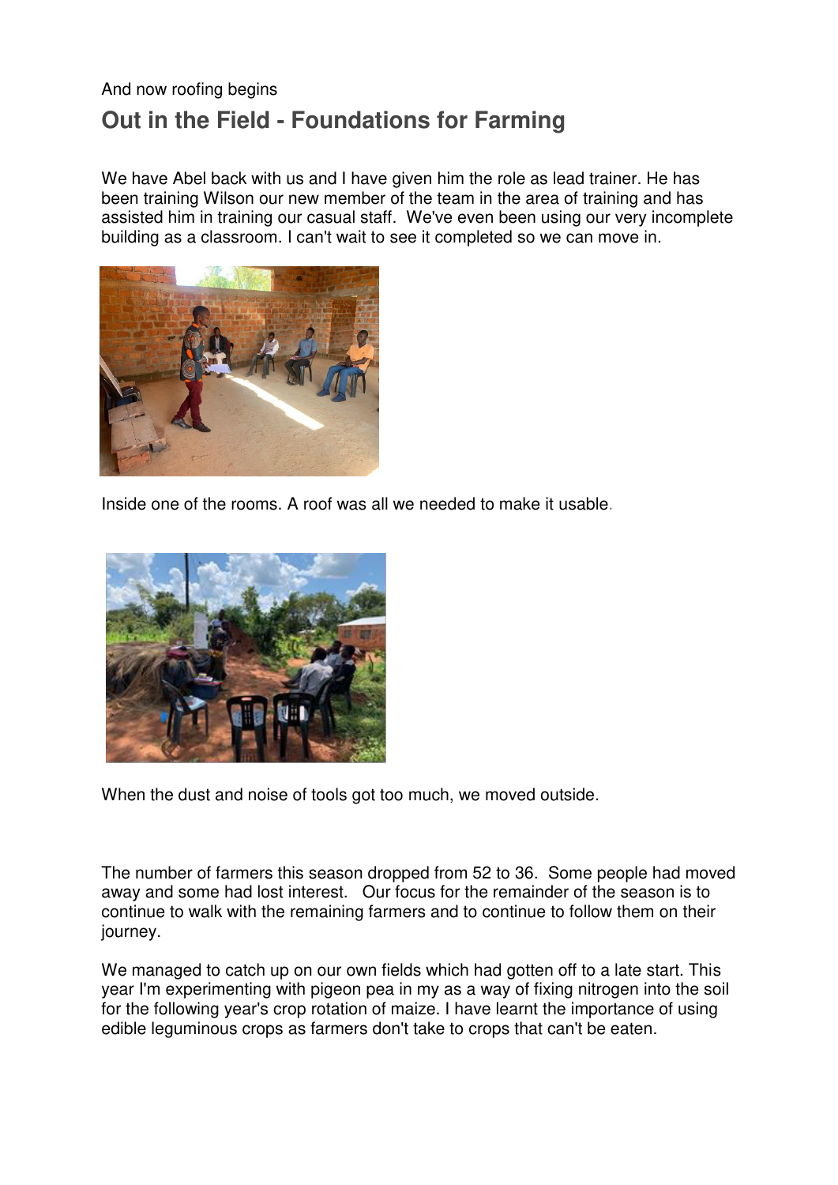And now roofing begins

## Out in the Field - Foundations for Farming

We have Abel back with us and I have given him the role as lead trainer. He has been training Wilson our new member of the team in the area of training and has assisted him in training our casual staff. We've even been using our very incomplete building as a classroom. I can't wait to see it completed so we can move in.

Inside one of the rooms. A roof was all we needed to make it usable.

When the dust and noise of tools got too much, we moved outside.

The number of farmers this season dropped from 52 to 36. Some people had moved away and some had lost interest. Our focus for the remainder of the season is to continue to walk with the remaining farmers and to continue to follow them on their journey.

We managed to catch up on our own fields which had gotten off to a late start. This year I'm experimenting with pigeon pea in my as a way of fixing nitrogen into the soil for the following year's crop rotation of maize. I have learnt the importance of using edible leguminous crops as farmers don't take to crops that can't be eaten.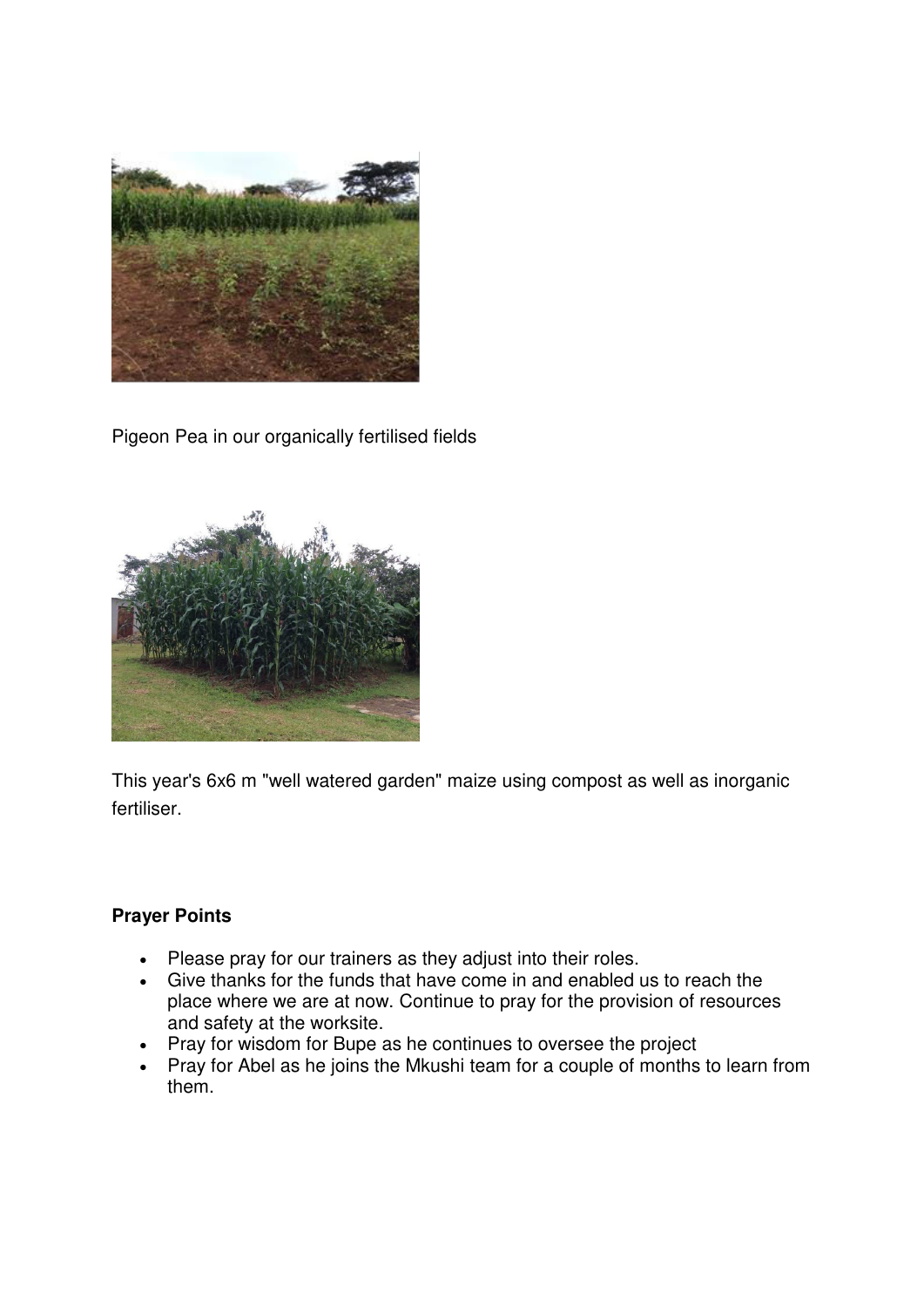Pigeon Pea in our organically fertilised fields

This year's 6x6 m "well watered garden" maize using compost as well as inorganic fertiliser.

**Prayer Points**

- Please pray for our trainers as they adjust into their roles.
- Give thanks for the funds that have come in and enabled us to reach the place where we are at now. Continue to pray for the provision of resources and safety at the worksite.
- Pray for wisdom for Bupe as he continues to oversee the project
- Pray for Abel as he joins the Mkushi team for a couple of months to learn from them.